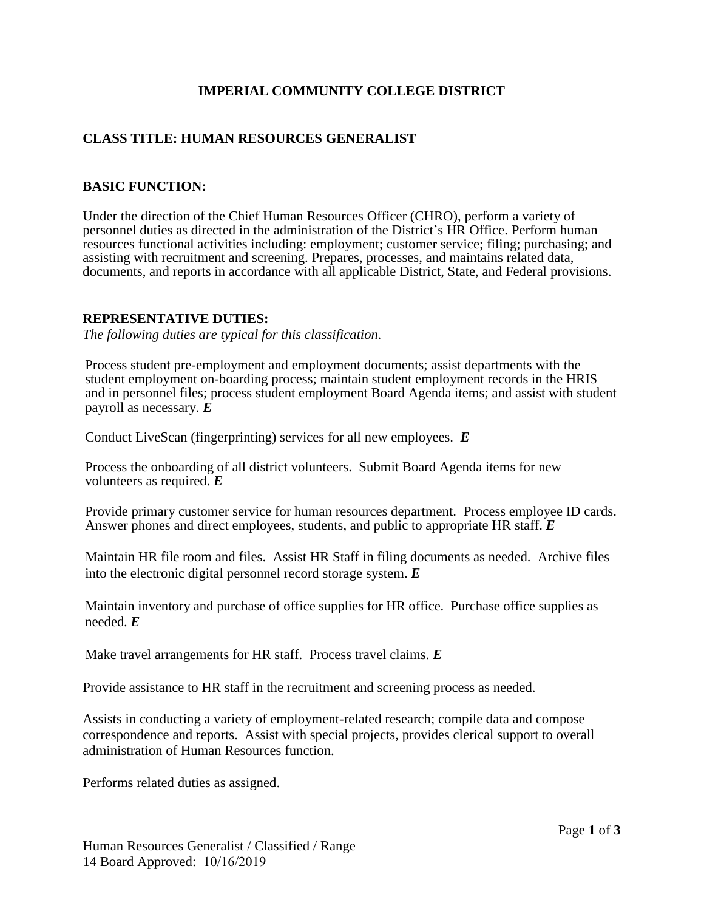# IMPERIAL COMMUNITY COLLEGE DISTRICT

## CLASS TITLE: HUMAN RESOURCES GENERALIST

### BASIC FUNCTION:

Under the direction of the Chief Human Resources Officer (CHRO), perform a variety of personnel duties as directed in the administration of the District's HR Office. Perform human resources functional activities including: employment; customer service; filing; purchasing; and assisting with recruitment and screening. Prepares, processes, and maintains related data, documents, and reports in accordance with all applicable District, State, and Federal provisions.

### REPRESENTATIVE DUTIES:

*The following duties are typical for this classification.*

Process student pre-employment and employment documents; assist departments with the student employment on-boarding process; maintain student employment records in the HRIS and in personnel files; process student employment Board Agenda items; and assist with student payroll as necessary. ***E***

Conduct LiveScan (fingerprinting) services for all new employees. ***E***

Process the onboarding of all district volunteers. Submit Board Agenda items for new volunteers as required. ***E***

Provide primary customer service for human resources department. Process employee ID cards. Answer phones and direct employees, students, and public to appropriate HR staff. ***E***

Maintain HR file room and files. Assist HR Staff in filing documents as needed. Archive files into the electronic digital personnel record storage system. ***E***

Maintain inventory and purchase of office supplies for HR office. Purchase office supplies as needed. ***E***

Make travel arrangements for HR staff. Process travel claims. ***E***

Provide assistance to HR staff in the recruitment and screening process as needed.

Assists in conducting a variety of employment-related research; compile data and compose correspondence and reports. Assist with special projects, provides clerical support to overall administration of Human Resources function.

Performs related duties as assigned.

Human Resources Generalist / Classified / Range 14 Board Approved: 10/16/2019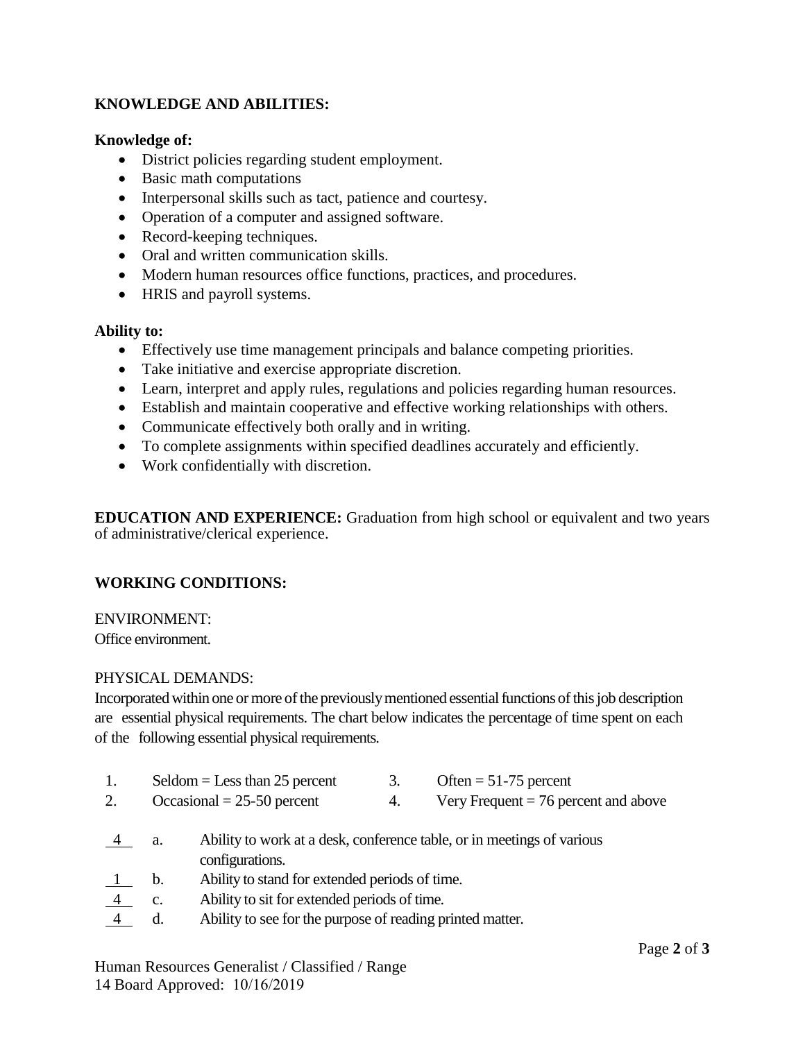**KNOWLEDGE AND ABILITIES:**

**Knowledge of:**

- District policies regarding student employment.
- Basic math computations
- Interpersonal skills such as tact, patience and courtesy.
- Operation of a computer and assigned software.
- Record-keeping techniques.
- Oral and written communication skills.
- Modern human resources office functions, practices, and procedures.
- HRIS and payroll systems.

**Ability to:**

- Effectively use time management principals and balance competing priorities.
- Take initiative and exercise appropriate discretion.
- Learn, interpret and apply rules, regulations and policies regarding human resources.
- Establish and maintain cooperative and effective working relationships with others.
- Communicate effectively both orally and in writing.
- To complete assignments within specified deadlines accurately and efficiently.
- Work confidentially with discretion.

**EDUCATION AND EXPERIENCE:** Graduation from high school or equivalent and two years of administrative/clerical experience.

**WORKING CONDITIONS:**

ENVIRONMENT:
Office environment.

PHYSICAL DEMANDS:
Incorporated within one or more of the previously mentioned essential functions of this job description are essential physical requirements. The chart below indicates the percentage of time spent on each of the following essential physical requirements.

1. Seldom = Less than 25 percent
2. Occasional = 25-50 percent
3. Often = 51-75 percent
4. Very Frequent = 76 percent and above

| | | |
|---|---|---|
| 4 | a. | Ability to work at a desk, conference table, or in meetings of various configurations. |
| 1 | b. | Ability to stand for extended periods of time. |
| 4 | c. | Ability to sit for extended periods of time. |
| 4 | d. | Ability to see for the purpose of reading printed matter. |

Human Resources Generalist / Classified / Range 14 Board Approved: 10/16/2019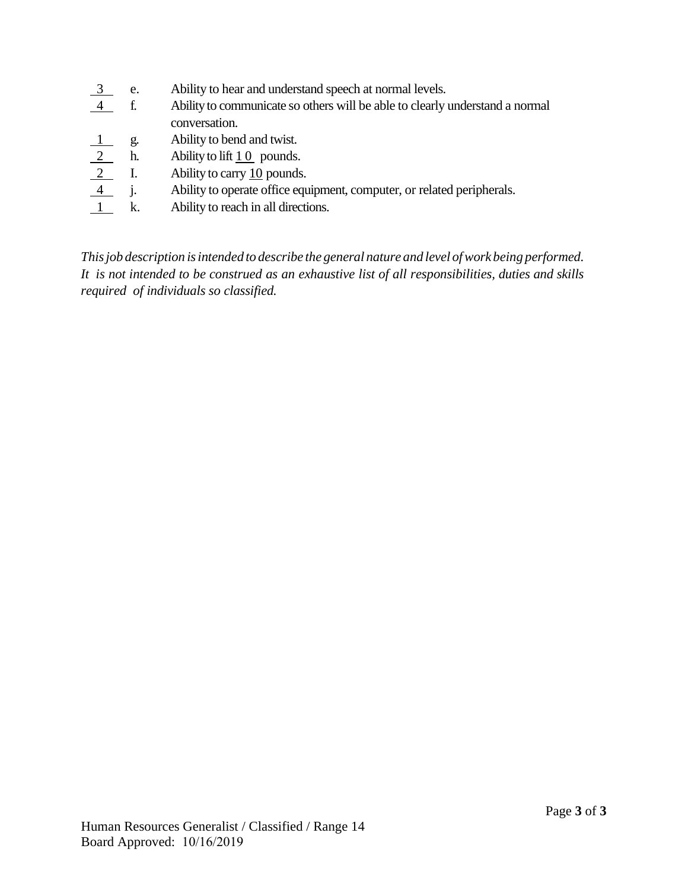| | | |
|---|---|---|
| 3 | e. | Ability to hear and understand speech at normal levels. |
| 4 | f. | Ability to communicate so others will be able to clearly understand a normal conversation. |
| 1 | g. | Ability to bend and twist. |
| 2 | h. | Ability to lift 10 pounds. |
| 2 | I. | Ability to carry 10 pounds. |
| 4 | j. | Ability to operate office equipment, computer, or related peripherals. |
| 1 | k. | Ability to reach in all directions. |

*This job description is intended to describe the general nature and level of work being performed. It is not intended to be construed as an exhaustive list of all responsibilities, duties and skills required of individuals so classified.*

Human Resources Generalist / Classified / Range 14
Board Approved: 10/16/2019